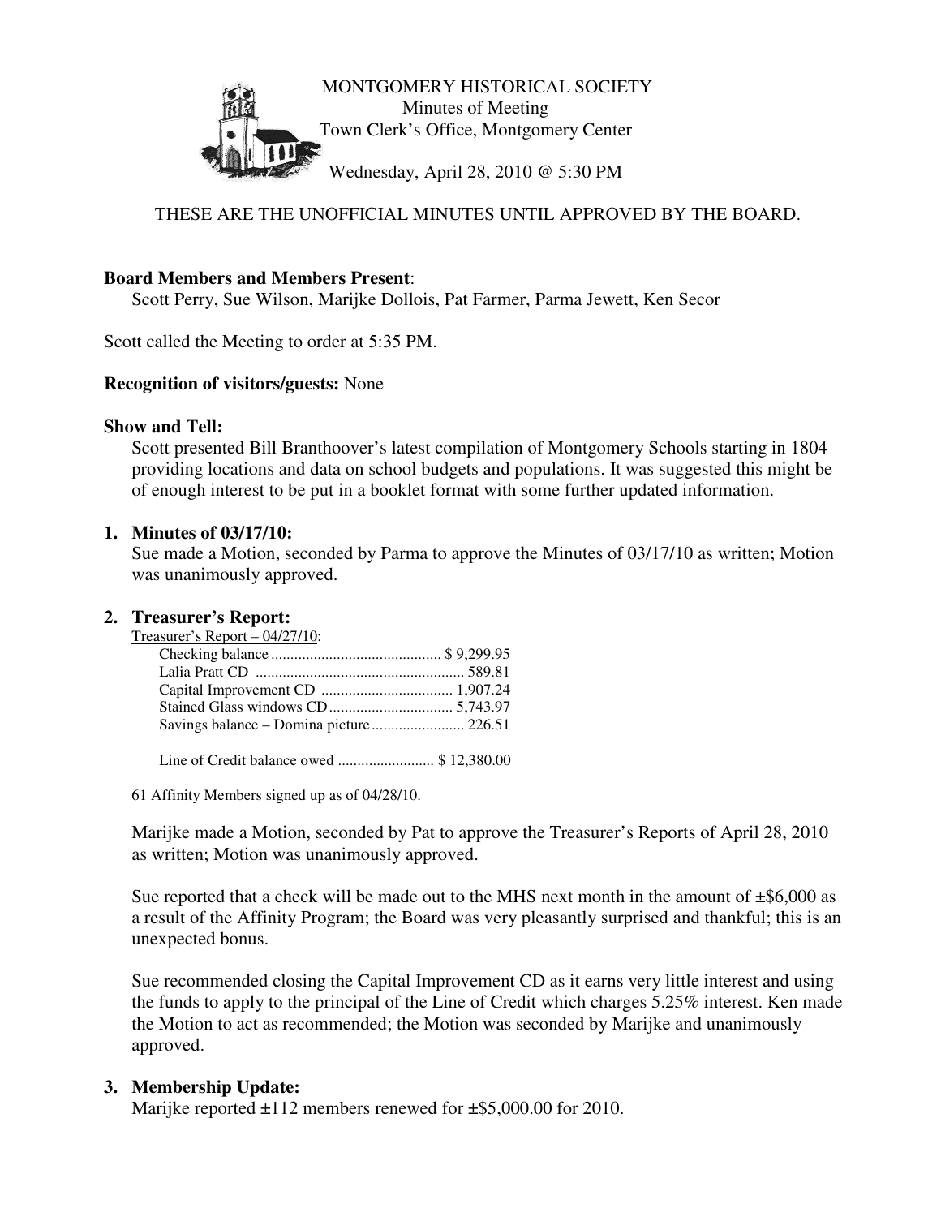MONTGOMERY HISTORICAL SOCIETY
Minutes of Meeting
Town Clerk's Office, Montgomery Center

Wednesday, April 28, 2010 @ 5:30 PM

THESE ARE THE UNOFFICIAL MINUTES UNTIL APPROVED BY THE BOARD.

**Board Members and Members Present**:
Scott Perry, Sue Wilson, Marijke Dollois, Pat Farmer, Parma Jewett, Ken Secor

Scott called the Meeting to order at 5:35 PM.

**Recognition of visitors/guests:** None

**Show and Tell:**
Scott presented Bill Branthoover's latest compilation of Montgomery Schools starting in 1804 providing locations and data on school budgets and populations. It was suggested this might be of enough interest to be put in a booklet format with some further updated information.

1. **Minutes of 03/17/10:**
   Sue made a Motion, seconded by Parma to approve the Minutes of 03/17/10 as written; Motion was unanimously approved.

2. **Treasurer's Report:**

   Treasurer's Report – 04/27/10:

   | | |
   |---|---|
   | Checking balance | $ 9,299.95 |
   | Lalia Pratt CD | 589.81 |
   | Capital Improvement CD | 1,907.24 |
   | Stained Glass windows CD | 5,743.97 |
   | Savings balance – Domina picture | 226.51 |
   | | |
   | Line of Credit balance owed | $ 12,380.00 |

   61 Affinity Members signed up as of 04/28/10.

   Marijke made a Motion, seconded by Pat to approve the Treasurer's Reports of April 28, 2010 as written; Motion was unanimously approved.

   Sue reported that a check will be made out to the MHS next month in the amount of ±$6,000 as a result of the Affinity Program; the Board was very pleasantly surprised and thankful; this is an unexpected bonus.

   Sue recommended closing the Capital Improvement CD as it earns very little interest and using the funds to apply to the principal of the Line of Credit which charges 5.25% interest. Ken made the Motion to act as recommended; the Motion was seconded by Marijke and unanimously approved.

3. **Membership Update:**
   Marijke reported ±112 members renewed for ±$5,000.00 for 2010.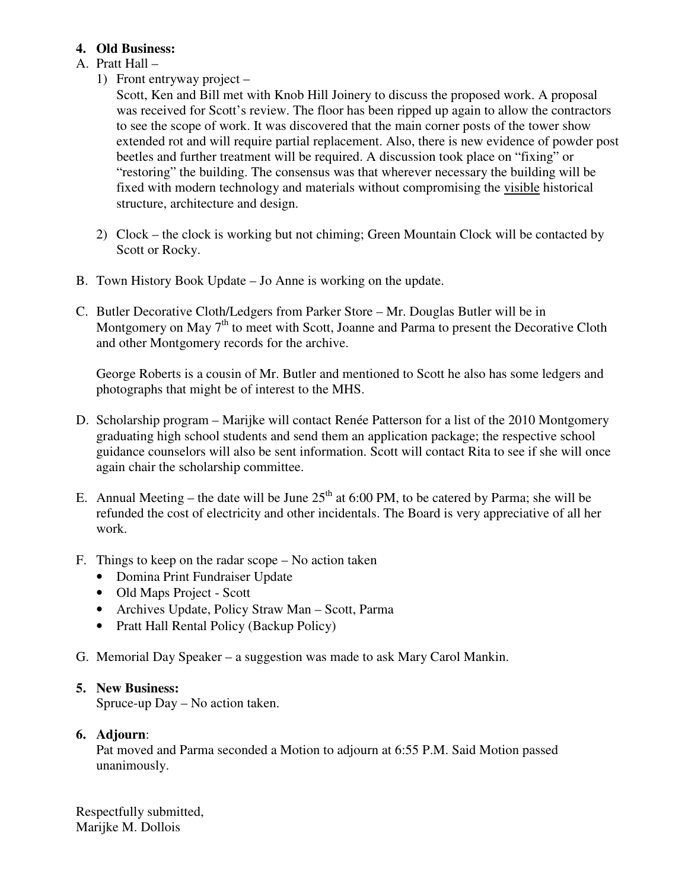**4. Old Business:**

A. Pratt Hall –

1) Front entryway project –

   Scott, Ken and Bill met with Knob Hill Joinery to discuss the proposed work. A proposal was received for Scott's review. The floor has been ripped up again to allow the contractors to see the scope of work. It was discovered that the main corner posts of the tower show extended rot and will require partial replacement. Also, there is new evidence of powder post beetles and further treatment will be required. A discussion took place on "fixing" or "restoring" the building. The consensus was that wherever necessary the building will be fixed with modern technology and materials without compromising the visible historical structure, architecture and design.

2) Clock – the clock is working but not chiming; Green Mountain Clock will be contacted by Scott or Rocky.

B. Town History Book Update – Jo Anne is working on the update.

C. Butler Decorative Cloth/Ledgers from Parker Store – Mr. Douglas Butler will be in Montgomery on May 7th to meet with Scott, Joanne and Parma to present the Decorative Cloth and other Montgomery records for the archive.

   George Roberts is a cousin of Mr. Butler and mentioned to Scott he also has some ledgers and photographs that might be of interest to the MHS.

D. Scholarship program – Marijke will contact Renée Patterson for a list of the 2010 Montgomery graduating high school students and send them an application package; the respective school guidance counselors will also be sent information. Scott will contact Rita to see if she will once again chair the scholarship committee.

E. Annual Meeting – the date will be June 25th at 6:00 PM, to be catered by Parma; she will be refunded the cost of electricity and other incidentals. The Board is very appreciative of all her work.

F. Things to keep on the radar scope – No action taken

- Domina Print Fundraiser Update
- Old Maps Project - Scott
- Archives Update, Policy Straw Man – Scott, Parma
- Pratt Hall Rental Policy (Backup Policy)

G. Memorial Day Speaker – a suggestion was made to ask Mary Carol Mankin.

**5. New Business:**

Spruce-up Day – No action taken.

**6. Adjourn**:

Pat moved and Parma seconded a Motion to adjourn at 6:55 P.M. Said Motion passed unanimously.

Respectfully submitted,
Marijke M. Dollois